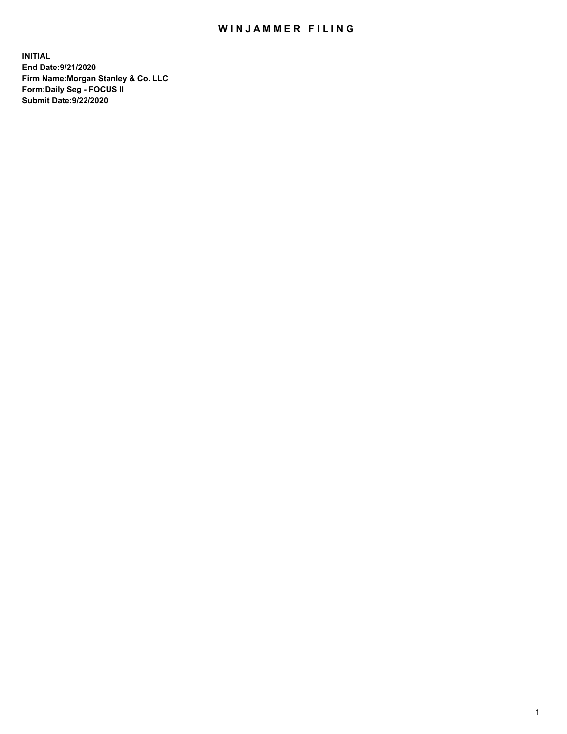# WINJAMMER FILING

**INITIAL**
**End Date:9/21/2020**
**Firm Name:Morgan Stanley & Co. LLC**
**Form:Daily Seg - FOCUS II**
**Submit Date:9/22/2020**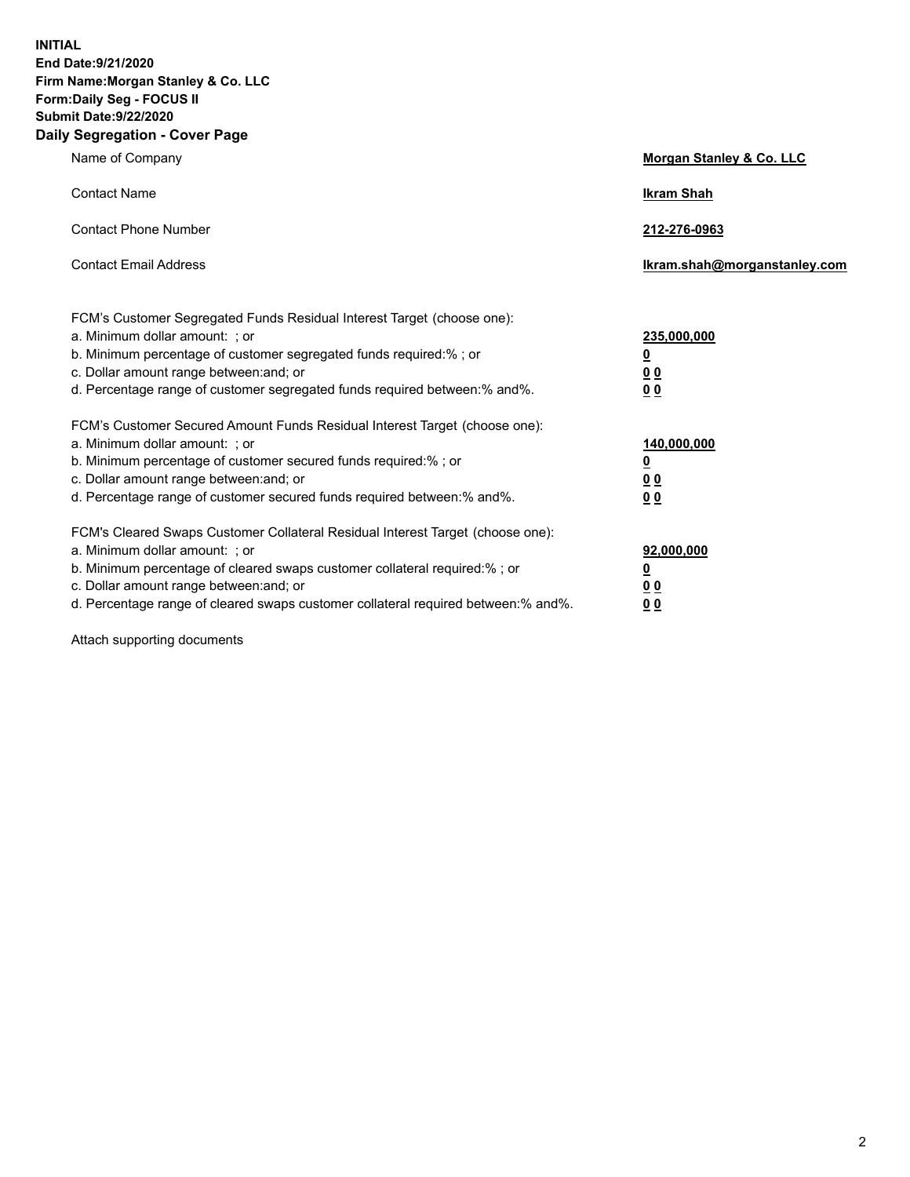**INITIAL**
**End Date:9/21/2020**
**Firm Name:Morgan Stanley & Co. LLC**
**Form:Daily Seg - FOCUS II**
**Submit Date:9/22/2020**

## Daily Segregation - Cover Page

| | |
|---|---|
| Name of Company | **Morgan Stanley & Co. LLC** |
| Contact Name | **Ikram Shah** |
| Contact Phone Number | **212-276-0963** |
| Contact Email Address | **Ikram.shah@morganstanley.com** |

| | |
|---|---|
| FCM's Customer Segregated Funds Residual Interest Target (choose one): | |
| a. Minimum dollar amount: ; or | **235,000,000** |
| b. Minimum percentage of customer segregated funds required:% ; or | **0** |
| c. Dollar amount range between:and; or | **0 0** |
| d. Percentage range of customer segregated funds required between:% and%. | **0 0** |
| FCM's Customer Secured Amount Funds Residual Interest Target (choose one): | |
| a. Minimum dollar amount: ; or | **140,000,000** |
| b. Minimum percentage of customer secured funds required:% ; or | **0** |
| c. Dollar amount range between:and; or | **0 0** |
| d. Percentage range of customer secured funds required between:% and%. | **0 0** |
| FCM's Cleared Swaps Customer Collateral Residual Interest Target (choose one): | |
| a. Minimum dollar amount: ; or | **92,000,000** |
| b. Minimum percentage of cleared swaps customer collateral required:% ; or | **0** |
| c. Dollar amount range between:and; or | **0 0** |
| d. Percentage range of cleared swaps customer collateral required between:% and%. | **0 0** |

Attach supporting documents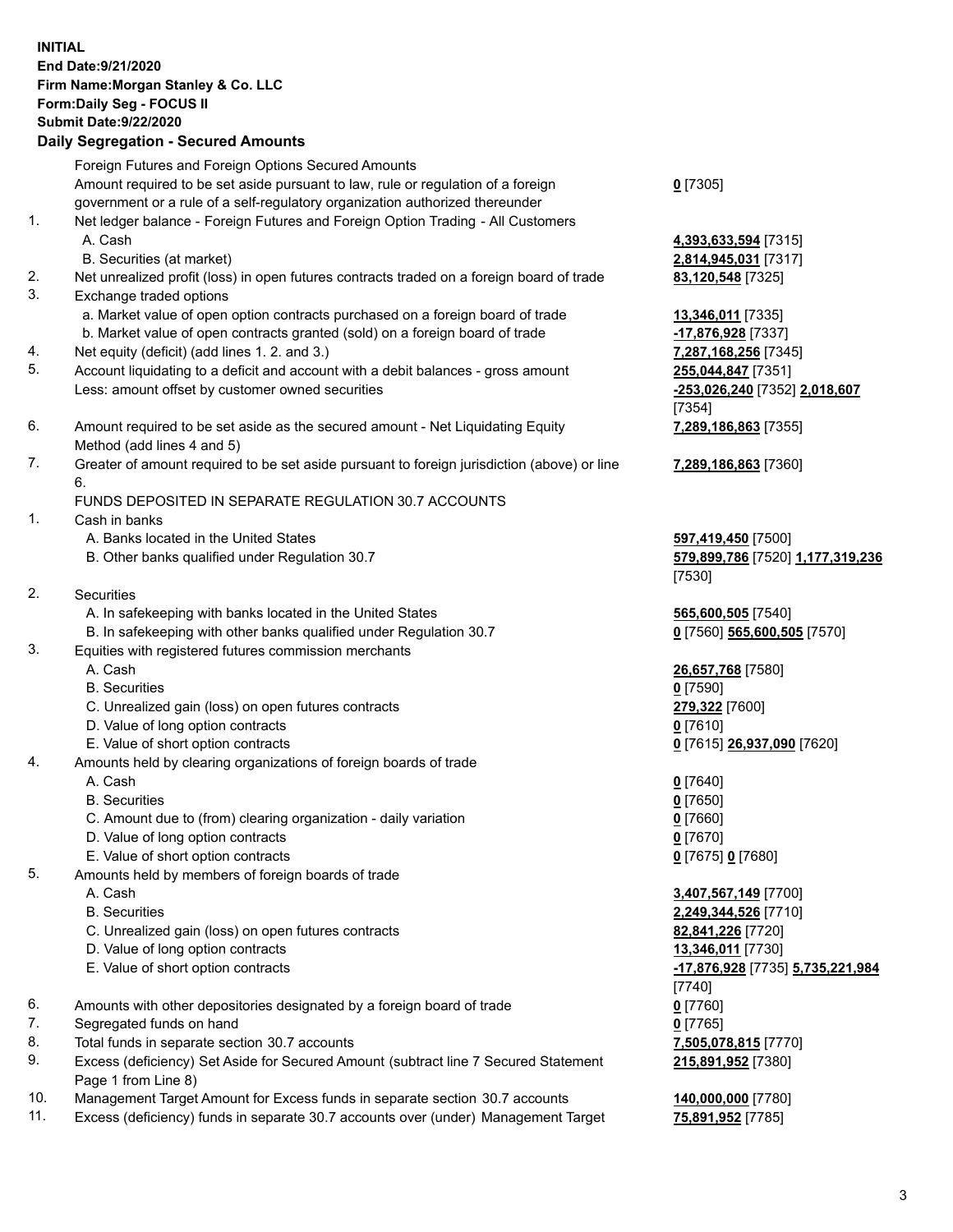**INITIAL**
**End Date:9/21/2020**
**Firm Name:Morgan Stanley & Co. LLC**
**Form:Daily Seg - FOCUS II**
**Submit Date:9/22/2020**

## Daily Segregation - Secured Amounts

| | | |
|---|---|---|
| | Foreign Futures and Foreign Options Secured Amounts | |
| | Amount required to be set aside pursuant to law, rule or regulation of a foreign government or a rule of a self-regulatory organization authorized thereunder | **0** [7305] |
| 1. | Net ledger balance - Foreign Futures and Foreign Option Trading - All Customers | |
| | A. Cash | **4,393,633,594** [7315] |
| | B. Securities (at market) | **2,814,945,031** [7317] |
| 2. | Net unrealized profit (loss) in open futures contracts traded on a foreign board of trade | **83,120,548** [7325] |
| 3. | Exchange traded options | |
| | a. Market value of open option contracts purchased on a foreign board of trade | **13,346,011** [7335] |
| | b. Market value of open contracts granted (sold) on a foreign board of trade | **-17,876,928** [7337] |
| 4. | Net equity (deficit) (add lines 1. 2. and 3.) | **7,287,168,256** [7345] |
| 5. | Account liquidating to a deficit and account with a debit balances - gross amount | **255,044,847** [7351] |
| | Less: amount offset by customer owned securities | **-253,026,240** [7352] **2,018,607** [7354] |
| 6. | Amount required to be set aside as the secured amount - Net Liquidating Equity Method (add lines 4 and 5) | **7,289,186,863** [7355] |
| 7. | Greater of amount required to be set aside pursuant to foreign jurisdiction (above) or line 6. | **7,289,186,863** [7360] |
| | FUNDS DEPOSITED IN SEPARATE REGULATION 30.7 ACCOUNTS | |
| 1. | Cash in banks | |
| | A. Banks located in the United States | **597,419,450** [7500] |
| | B. Other banks qualified under Regulation 30.7 | **579,899,786** [7520] **1,177,319,236** [7530] |
| 2. | Securities | |
| | A. In safekeeping with banks located in the United States | **565,600,505** [7540] |
| | B. In safekeeping with other banks qualified under Regulation 30.7 | **0** [7560] **565,600,505** [7570] |
| 3. | Equities with registered futures commission merchants | |
| | A. Cash | **26,657,768** [7580] |
| | B. Securities | **0** [7590] |
| | C. Unrealized gain (loss) on open futures contracts | **279,322** [7600] |
| | D. Value of long option contracts | **0** [7610] |
| | E. Value of short option contracts | **0** [7615] **26,937,090** [7620] |
| 4. | Amounts held by clearing organizations of foreign boards of trade | |
| | A. Cash | **0** [7640] |
| | B. Securities | **0** [7650] |
| | C. Amount due to (from) clearing organization - daily variation | **0** [7660] |
| | D. Value of long option contracts | **0** [7670] |
| | E. Value of short option contracts | **0** [7675] **0** [7680] |
| 5. | Amounts held by members of foreign boards of trade | |
| | A. Cash | **3,407,567,149** [7700] |
| | B. Securities | **2,249,344,526** [7710] |
| | C. Unrealized gain (loss) on open futures contracts | **82,841,226** [7720] |
| | D. Value of long option contracts | **13,346,011** [7730] |
| | E. Value of short option contracts | **-17,876,928** [7735] **5,735,221,984** [7740] |
| 6. | Amounts with other depositories designated by a foreign board of trade | **0** [7760] |
| 7. | Segregated funds on hand | **0** [7765] |
| 8. | Total funds in separate section 30.7 accounts | **7,505,078,815** [7770] |
| 9. | Excess (deficiency) Set Aside for Secured Amount (subtract line 7 Secured Statement Page 1 from Line 8) | **215,891,952** [7380] |
| 10. | Management Target Amount for Excess funds in separate section 30.7 accounts | **140,000,000** [7780] |
| 11. | Excess (deficiency) funds in separate 30.7 accounts over (under) Management Target | **75,891,952** [7785] |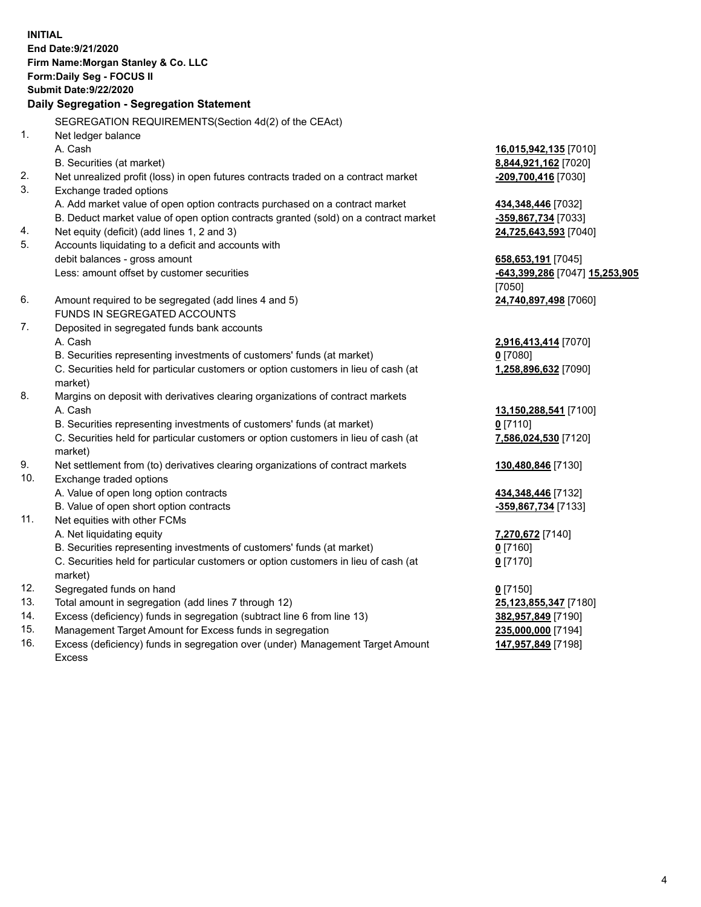**INITIAL**
**End Date:9/21/2020**
**Firm Name:Morgan Stanley & Co. LLC**
**Form:Daily Seg - FOCUS II**
**Submit Date:9/22/2020**

**Daily Segregation - Segregation Statement**

SEGREGATION REQUIREMENTS(Section 4d(2) of the CEAct)

| | | |
|---|---|---|
| 1. | Net ledger balance | |
| | A. Cash | **16,015,942,135** [7010] |
| | B. Securities (at market) | **8,844,921,162** [7020] |
| 2. | Net unrealized profit (loss) in open futures contracts traded on a contract market | **-209,700,416** [7030] |
| 3. | Exchange traded options | |
| | A. Add market value of open option contracts purchased on a contract market | **434,348,446** [7032] |
| | B. Deduct market value of open option contracts granted (sold) on a contract market | **-359,867,734** [7033] |
| 4. | Net equity (deficit) (add lines 1, 2 and 3) | **24,725,643,593** [7040] |
| 5. | Accounts liquidating to a deficit and accounts with debit balances - gross amount | **658,653,191** [7045] |
| | Less: amount offset by customer securities | **-643,399,286** [7047] **15,253,905** [7050] |
| 6. | Amount required to be segregated (add lines 4 and 5) | **24,740,897,498** [7060] |
| | FUNDS IN SEGREGATED ACCOUNTS | |
| 7. | Deposited in segregated funds bank accounts | |
| | A. Cash | **2,916,413,414** [7070] |
| | B. Securities representing investments of customers' funds (at market) | **0** [7080] |
| | C. Securities held for particular customers or option customers in lieu of cash (at market) | **1,258,896,632** [7090] |
| 8. | Margins on deposit with derivatives clearing organizations of contract markets | |
| | A. Cash | **13,150,288,541** [7100] |
| | B. Securities representing investments of customers' funds (at market) | **0** [7110] |
| | C. Securities held for particular customers or option customers in lieu of cash (at market) | **7,586,024,530** [7120] |
| 9. | Net settlement from (to) derivatives clearing organizations of contract markets | **130,480,846** [7130] |
| 10. | Exchange traded options | |
| | A. Value of open long option contracts | **434,348,446** [7132] |
| | B. Value of open short option contracts | **-359,867,734** [7133] |
| 11. | Net equities with other FCMs | |
| | A. Net liquidating equity | **7,270,672** [7140] |
| | B. Securities representing investments of customers' funds (at market) | **0** [7160] |
| | C. Securities held for particular customers or option customers in lieu of cash (at market) | **0** [7170] |
| 12. | Segregated funds on hand | **0** [7150] |
| 13. | Total amount in segregation (add lines 7 through 12) | **25,123,855,347** [7180] |
| 14. | Excess (deficiency) funds in segregation (subtract line 6 from line 13) | **382,957,849** [7190] |
| 15. | Management Target Amount for Excess funds in segregation | **235,000,000** [7194] |
| 16. | Excess (deficiency) funds in segregation over (under) Management Target Amount Excess | **147,957,849** [7198] |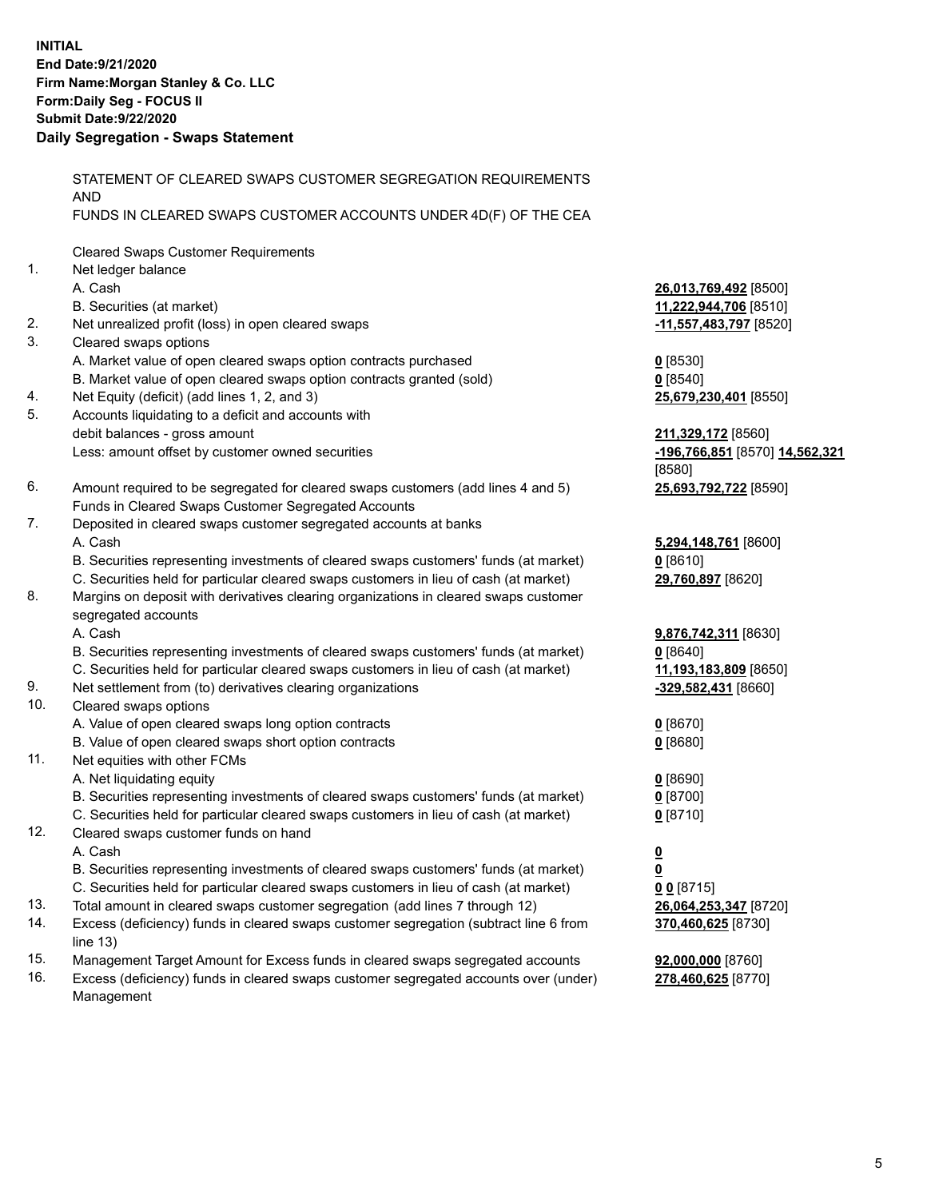**INITIAL**
**End Date:9/21/2020**
**Firm Name:Morgan Stanley & Co. LLC**
**Form:Daily Seg - FOCUS II**
**Submit Date:9/22/2020**
**Daily Segregation - Swaps Statement**

STATEMENT OF CLEARED SWAPS CUSTOMER SEGREGATION REQUIREMENTS AND FUNDS IN CLEARED SWAPS CUSTOMER ACCOUNTS UNDER 4D(F) OF THE CEA

| | | |
|---|---|---|
| | Cleared Swaps Customer Requirements | |
| 1. | Net ledger balance | |
| | A. Cash | **26,013,769,492** [8500] |
| | B. Securities (at market) | **11,222,944,706** [8510] |
| 2. | Net unrealized profit (loss) in open cleared swaps | **-11,557,483,797** [8520] |
| 3. | Cleared swaps options | |
| | A. Market value of open cleared swaps option contracts purchased | **0** [8530] |
| | B. Market value of open cleared swaps option contracts granted (sold) | **0** [8540] |
| 4. | Net Equity (deficit) (add lines 1, 2, and 3) | **25,679,230,401** [8550] |
| 5. | Accounts liquidating to a deficit and accounts with debit balances - gross amount | **211,329,172** [8560] |
| | Less: amount offset by customer owned securities | **-196,766,851** [8570] **14,562,321** [8580] |
| 6. | Amount required to be segregated for cleared swaps customers (add lines 4 and 5) | **25,693,792,722** [8590] |
| | Funds in Cleared Swaps Customer Segregated Accounts | |
| 7. | Deposited in cleared swaps customer segregated accounts at banks | |
| | A. Cash | **5,294,148,761** [8600] |
| | B. Securities representing investments of cleared swaps customers' funds (at market) | **0** [8610] |
| | C. Securities held for particular cleared swaps customers in lieu of cash (at market) | **29,760,897** [8620] |
| 8. | Margins on deposit with derivatives clearing organizations in cleared swaps customer segregated accounts | |
| | A. Cash | **9,876,742,311** [8630] |
| | B. Securities representing investments of cleared swaps customers' funds (at market) | **0** [8640] |
| | C. Securities held for particular cleared swaps customers in lieu of cash (at market) | **11,193,183,809** [8650] |
| 9. | Net settlement from (to) derivatives clearing organizations | **-329,582,431** [8660] |
| 10. | Cleared swaps options | |
| | A. Value of open cleared swaps long option contracts | **0** [8670] |
| | B. Value of open cleared swaps short option contracts | **0** [8680] |
| 11. | Net equities with other FCMs | |
| | A. Net liquidating equity | **0** [8690] |
| | B. Securities representing investments of cleared swaps customers' funds (at market) | **0** [8700] |
| | C. Securities held for particular cleared swaps customers in lieu of cash (at market) | **0** [8710] |
| 12. | Cleared swaps customer funds on hand | |
| | A. Cash | **0** |
| | B. Securities representing investments of cleared swaps customers' funds (at market) | **0** |
| | C. Securities held for particular cleared swaps customers in lieu of cash (at market) | **0** **0** [8715] |
| 13. | Total amount in cleared swaps customer segregation (add lines 7 through 12) | **26,064,253,347** [8720] |
| 14. | Excess (deficiency) funds in cleared swaps customer segregation (subtract line 6 from line 13) | **370,460,625** [8730] |
| 15. | Management Target Amount for Excess funds in cleared swaps segregated accounts | **92,000,000** [8760] |
| 16. | Excess (deficiency) funds in cleared swaps customer segregated accounts over (under) Management | **278,460,625** [8770] |